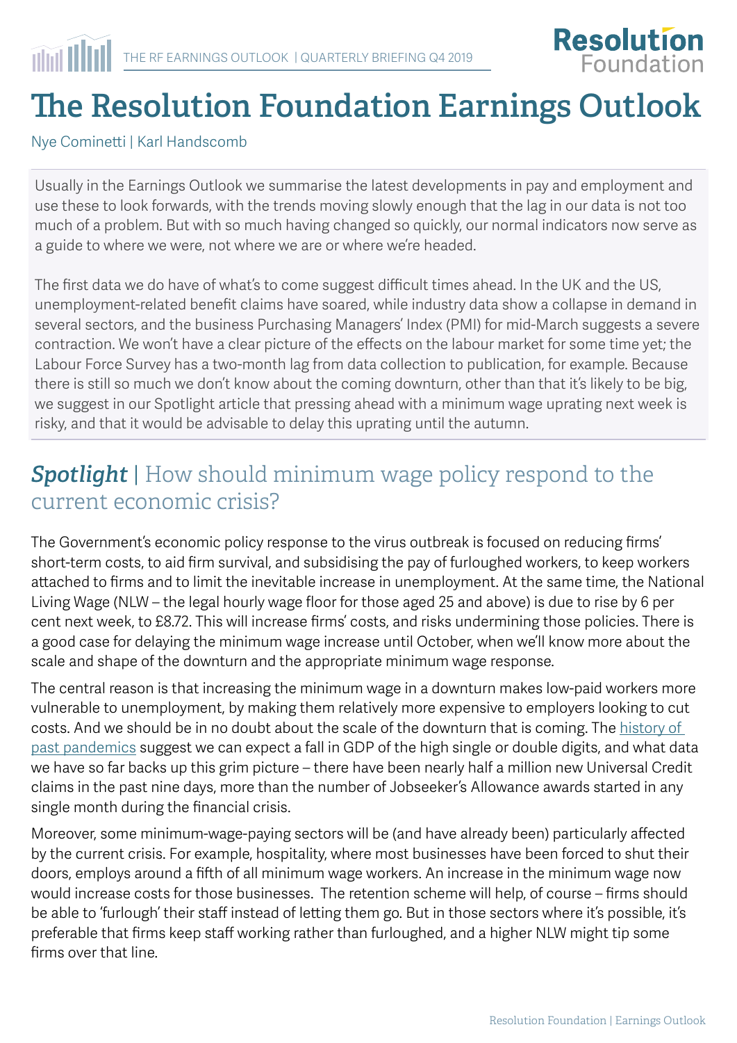# The Resolution Foundation Earnings Outlook

Nye Cominetti | Karl Handscomb

Usually in the Earnings Outlook we summarise the latest developments in pay and employment and use these to look forwards, with the trends moving slowly enough that the lag in our data is not too much of a problem. But with so much having changed so quickly, our normal indicators now serve as a guide to where we were, not where we are or where we're headed.

The first data we do have of what's to come suggest difficult times ahead. In the UK and the US, unemployment-related benefit claims have soared, while industry data show a collapse in demand in several sectors, and the business Purchasing Managers' Index (PMI) for mid-March suggests a severe contraction. We won't have a clear picture of the effects on the labour market for some time yet; the Labour Force Survey has a two-month lag from data collection to publication, for example. Because there is still so much we don't know about the coming downturn, other than that it's likely to be big, we suggest in our Spotlight article that pressing ahead with a minimum wage uprating next week is risky, and that it would be advisable to delay this uprating until the autumn.

## *Spotlight* | How should minimum wage policy respond to the current economic crisis?

The Government's economic policy response to the virus outbreak is focused on reducing firms' short-term costs, to aid firm survival, and subsidising the pay of furloughed workers, to keep workers attached to firms and to limit the inevitable increase in unemployment. At the same time, the National Living Wage (NLW – the legal hourly wage floor for those aged 25 and above) is due to rise by 6 per cent next week, to £8.72. This will increase firms' costs, and risks undermining those policies. There is a good case for delaying the minimum wage increase until October, when we'll know more about the scale and shape of the downturn and the appropriate minimum wage response.

The central reason is that increasing the minimum wage in a downturn makes low-paid workers more vulnerable to unemployment, by making them relatively more expensive to employers looking to cut costs. And we should be in no doubt about the scale of the downturn that is coming. The history of past pandemics suggest we can expect a fall in GDP of the high single or double digits, and what data we have so far backs up this grim picture – there have been nearly half a million new Universal Credit claims in the past nine days, more than the number of Jobseeker's Allowance awards started in any single month during the financial crisis.

Moreover, some minimum-wage-paying sectors will be (and have already been) particularly affected by the current crisis. For example, hospitality, where most businesses have been forced to shut their doors, employs around a fifth of all minimum wage workers. An increase in the minimum wage now would increase costs for those businesses. The retention scheme will help, of course – firms should be able to 'furlough' their staff instead of letting them go. But in those sectors where it's possible, it's preferable that firms keep staff working rather than furloughed, and a higher NLW might tip some firms over that line.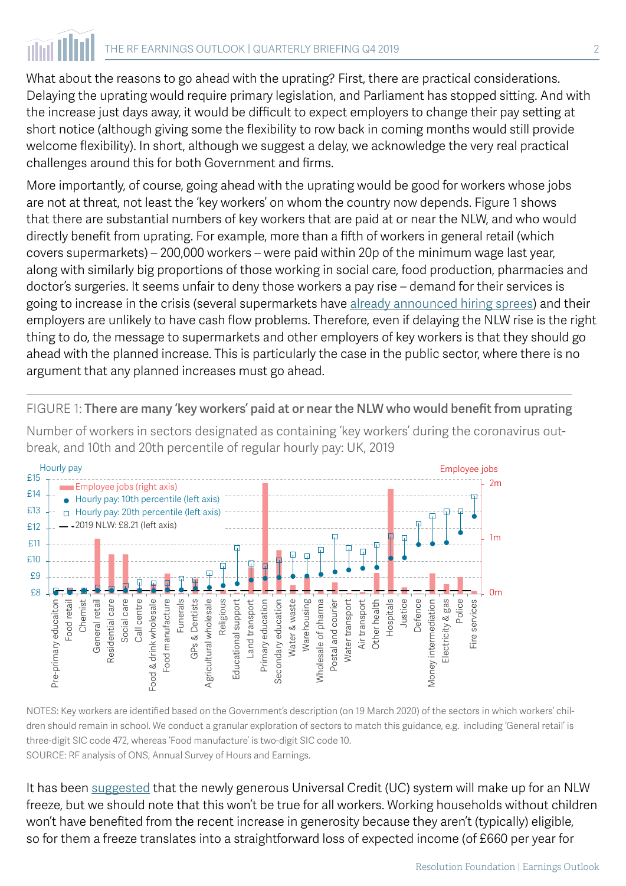What about the reasons to go ahead with the uprating? First, there are practical considerations. Delaying the uprating would require primary legislation, and Parliament has stopped sitting. And with the increase just days away, it would be difficult to expect employers to change their pay setting at short notice (although giving some the flexibility to row back in coming months would still provide welcome flexibility). In short, although we suggest a delay, we acknowledge the very real practical challenges around this for both Government and firms.

More importantly, of course, going ahead with the uprating would be good for workers whose jobs are not at threat, not least the 'key workers' on whom the country now depends. Figure 1 shows that there are substantial numbers of key workers that are paid at or near the NLW, and who would directly benefit from uprating. For example, more than a fifth of workers in general retail (which covers supermarkets) – 200,000 workers – were paid within 20p of the minimum wage last year, along with similarly big proportions of those working in social care, food production, pharmacies and doctor's surgeries. It seems unfair to deny those workers a pay rise – demand for their services is going to increase in the crisis (several supermarkets have already announced hiring sprees) and their employers are unlikely to have cash flow problems. Therefore, even if delaying the NLW rise is the right thing to do, the message to supermarkets and other employers of key workers is that they should go ahead with the planned increase. This is particularly the case in the public sector, where there is no argument that any planned increases must go ahead.

FIGURE 1: **There are many 'key workers' paid at or near the NLW who would benefit from uprating**

Number of workers in sectors designated as containing 'key workers' during the coronavirus outbreak, and 10th and 20th percentile of regular hourly pay: UK, 2019

NOTES: Key workers are identified based on the Government's description (on 19 March 2020) of the sectors in which workers' children should remain in school. We conduct a granular exploration of sectors to match this guidance, e.g. including 'General retail' is three-digit SIC code 472, whereas 'Food manufacture' is two-digit SIC code 10.
SOURCE: RF analysis of ONS, Annual Survey of Hours and Earnings.

It has been suggested that the newly generous Universal Credit (UC) system will make up for an NLW freeze, but we should note that this won't be true for all workers. Working households without children won't have benefited from the recent increase in generosity because they aren't (typically) eligible, so for them a freeze translates into a straightforward loss of expected income (of £660 per year for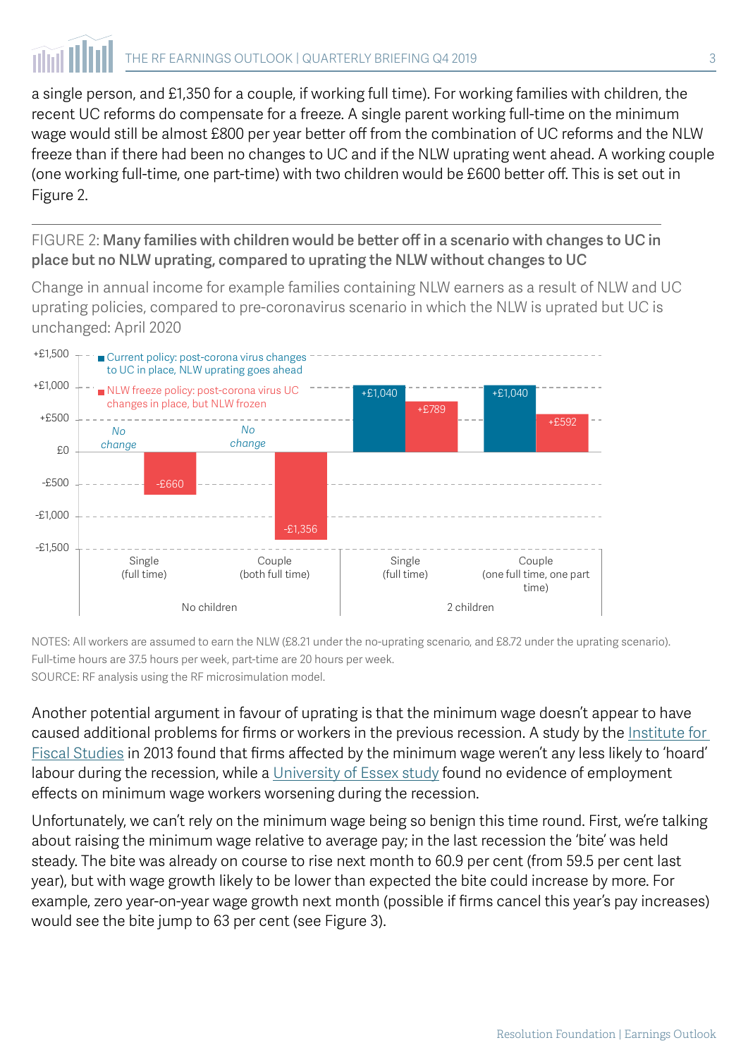a single person, and £1,350 for a couple, if working full time). For working families with children, the recent UC reforms do compensate for a freeze. A single parent working full-time on the minimum wage would still be almost £800 per year better off from the combination of UC reforms and the NLW freeze than if there had been no changes to UC and if the NLW uprating went ahead. A working couple (one working full-time, one part-time) with two children would be £600 better off. This is set out in Figure 2.

FIGURE 2: **Many families with children would be better off in a scenario with changes to UC in place but no NLW uprating, compared to uprating the NLW without changes to UC**

Change in annual income for example families containing NLW earners as a result of NLW and UC uprating policies, compared to pre-coronavirus scenario in which the NLW is uprated but UC is unchanged: April 2020

| | | Current policy: post-corona virus changes to UC in place, NLW uprating goes ahead | NLW freeze policy: post-corona virus UC changes in place, but NLW frozen |
|---|---|---|---|
| No children | Single (full time) | No change | -£660 |
| No children | Couple (both full time) | No change | -£1,356 |
| 2 children | Single (full time) | +£1,040 | +£789 |
| 2 children | Couple (one full time, one part time) | +£1,040 | +£592 |

NOTES: All workers are assumed to earn the NLW (£8.21 under the no-uprating scenario, and £8.72 under the uprating scenario). Full-time hours are 37.5 hours per week, part-time are 20 hours per week.
SOURCE: RF analysis using the RF microsimulation model.

Another potential argument in favour of uprating is that the minimum wage doesn't appear to have caused additional problems for firms or workers in the previous recession. A study by the Institute for Fiscal Studies in 2013 found that firms affected by the minimum wage weren't any less likely to 'hoard' labour during the recession, while a University of Essex study found no evidence of employment effects on minimum wage workers worsening during the recession.

Unfortunately, we can't rely on the minimum wage being so benign this time round. First, we're talking about raising the minimum wage relative to average pay; in the last recession the 'bite' was held steady. The bite was already on course to rise next month to 60.9 per cent (from 59.5 per cent last year), but with wage growth likely to be lower than expected the bite could increase by more. For example, zero year-on-year wage growth next month (possible if firms cancel this year's pay increases) would see the bite jump to 63 per cent (see Figure 3).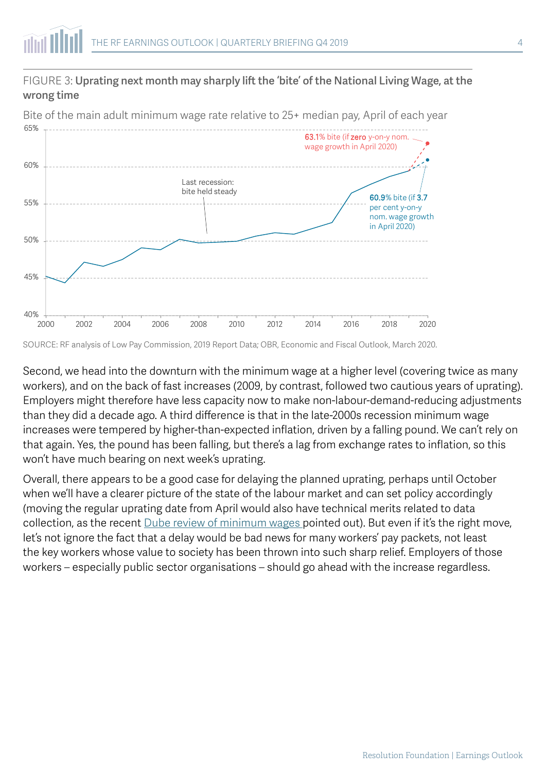FIGURE 3: **Uprating next month may sharply lift the 'bite' of the National Living Wage, at the wrong time**

Bite of the main adult minimum wage rate relative to 25+ median pay, April of each year

SOURCE: RF analysis of Low Pay Commission, 2019 Report Data; OBR, Economic and Fiscal Outlook, March 2020.

Second, we head into the downturn with the minimum wage at a higher level (covering twice as many workers), and on the back of fast increases (2009, by contrast, followed two cautious years of uprating). Employers might therefore have less capacity now to make non-labour-demand-reducing adjustments than they did a decade ago. A third difference is that in the late-2000s recession minimum wage increases were tempered by higher-than-expected inflation, driven by a falling pound. We can't rely on that again. Yes, the pound has been falling, but there's a lag from exchange rates to inflation, so this won't have much bearing on next week's uprating.

Overall, there appears to be a good case for delaying the planned uprating, perhaps until October when we'll have a clearer picture of the state of the labour market and can set policy accordingly (moving the regular uprating date from April would also have technical merits related to data collection, as the recent Dube review of minimum wages pointed out). But even if it's the right move, let's not ignore the fact that a delay would be bad news for many workers' pay packets, not least the key workers whose value to society has been thrown into such sharp relief. Employers of those workers – especially public sector organisations – should go ahead with the increase regardless.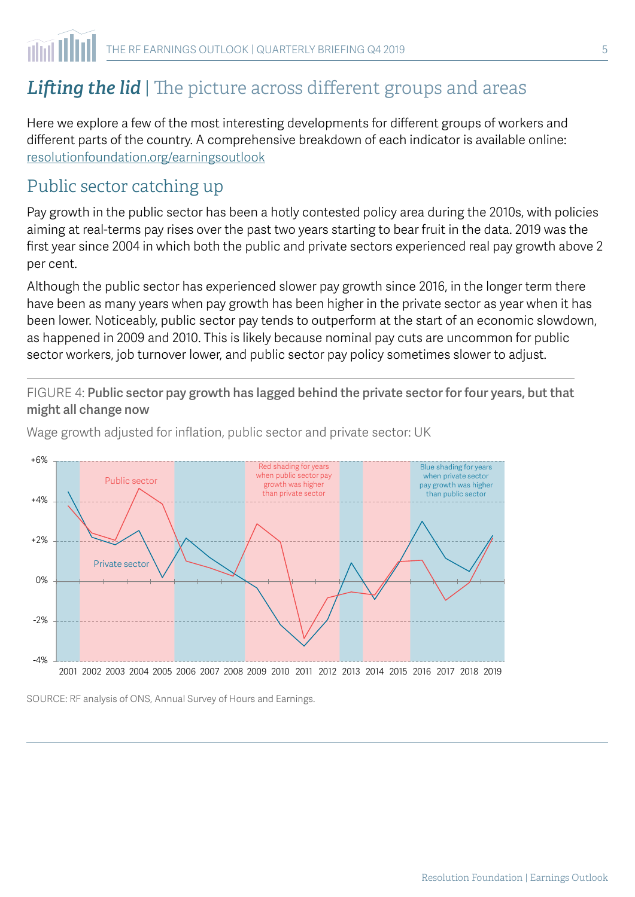# ***Lifting the lid*** | The picture across different groups and areas

Here we explore a few of the most interesting developments for different groups of workers and different parts of the country. A comprehensive breakdown of each indicator is available online: [resolutionfoundation.org/earningsoutlook](resolutionfoundation.org/earningsoutlook)

## Public sector catching up

Pay growth in the public sector has been a hotly contested policy area during the 2010s, with policies aiming at real-terms pay rises over the past two years starting to bear fruit in the data. 2019 was the first year since 2004 in which both the public and private sectors experienced real pay growth above 2 per cent.

Although the public sector has experienced slower pay growth since 2016, in the longer term there have been as many years when pay growth has been higher in the private sector as year when it has been lower. Noticeably, public sector pay tends to outperform at the start of an economic slowdown, as happened in 2009 and 2010. This is likely because nominal pay cuts are uncommon for public sector workers, job turnover lower, and public sector pay policy sometimes slower to adjust.

FIGURE 4: **Public sector pay growth has lagged behind the private sector for four years, but that might all change now**

Wage growth adjusted for inflation, public sector and private sector: UK

SOURCE: RF analysis of ONS, Annual Survey of Hours and Earnings.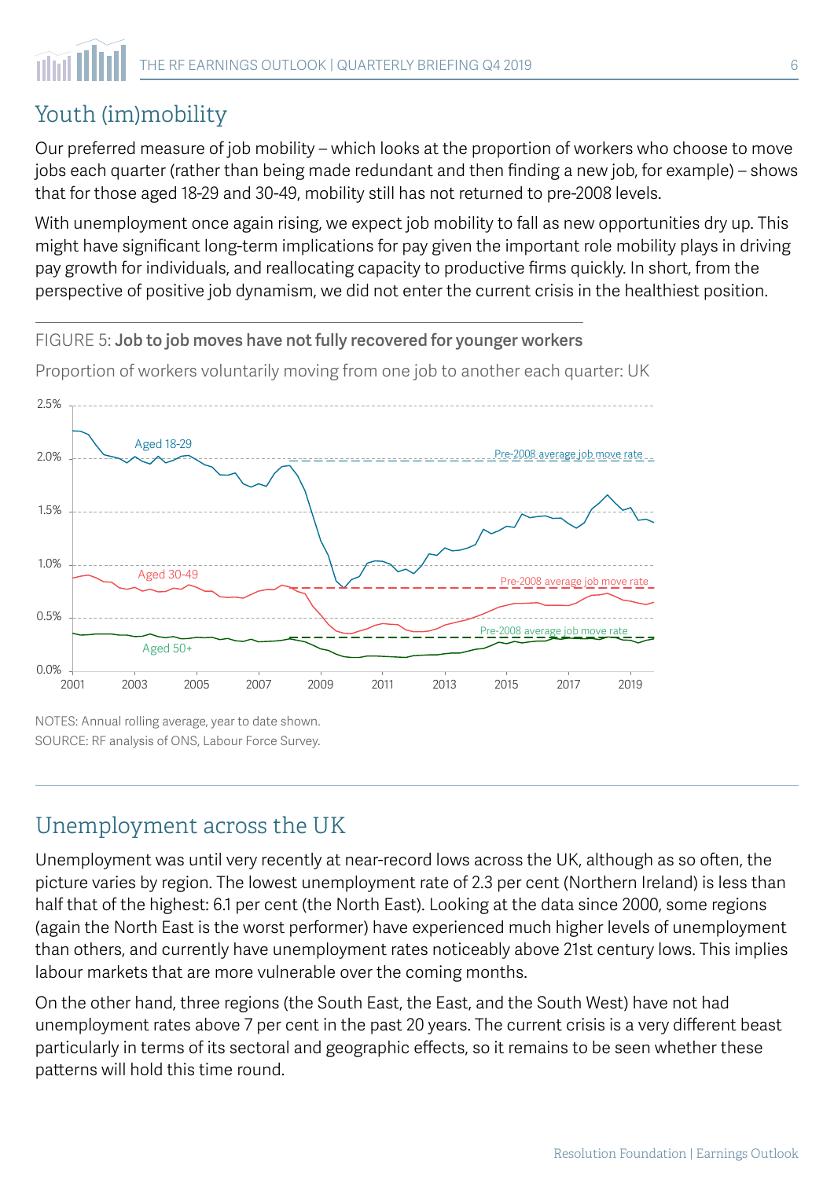## Youth (im)mobility

Our preferred measure of job mobility – which looks at the proportion of workers who choose to move jobs each quarter (rather than being made redundant and then finding a new job, for example) – shows that for those aged 18-29 and 30-49, mobility still has not returned to pre-2008 levels.

With unemployment once again rising, we expect job mobility to fall as new opportunities dry up. This might have significant long-term implications for pay given the important role mobility plays in driving pay growth for individuals, and reallocating capacity to productive firms quickly. In short, from the perspective of positive job dynamism, we did not enter the current crisis in the healthiest position.

FIGURE 5: **Job to job moves have not fully recovered for younger workers**

Proportion of workers voluntarily moving from one job to another each quarter: UK

NOTES: Annual rolling average, year to date shown.
SOURCE: RF analysis of ONS, Labour Force Survey.

## Unemployment across the UK

Unemployment was until very recently at near-record lows across the UK, although as so often, the picture varies by region. The lowest unemployment rate of 2.3 per cent (Northern Ireland) is less than half that of the highest: 6.1 per cent (the North East). Looking at the data since 2000, some regions (again the North East is the worst performer) have experienced much higher levels of unemployment than others, and currently have unemployment rates noticeably above 21st century lows. This implies labour markets that are more vulnerable over the coming months.

On the other hand, three regions (the South East, the East, and the South West) have not had unemployment rates above 7 per cent in the past 20 years. The current crisis is a very different beast particularly in terms of its sectoral and geographic effects, so it remains to be seen whether these patterns will hold this time round.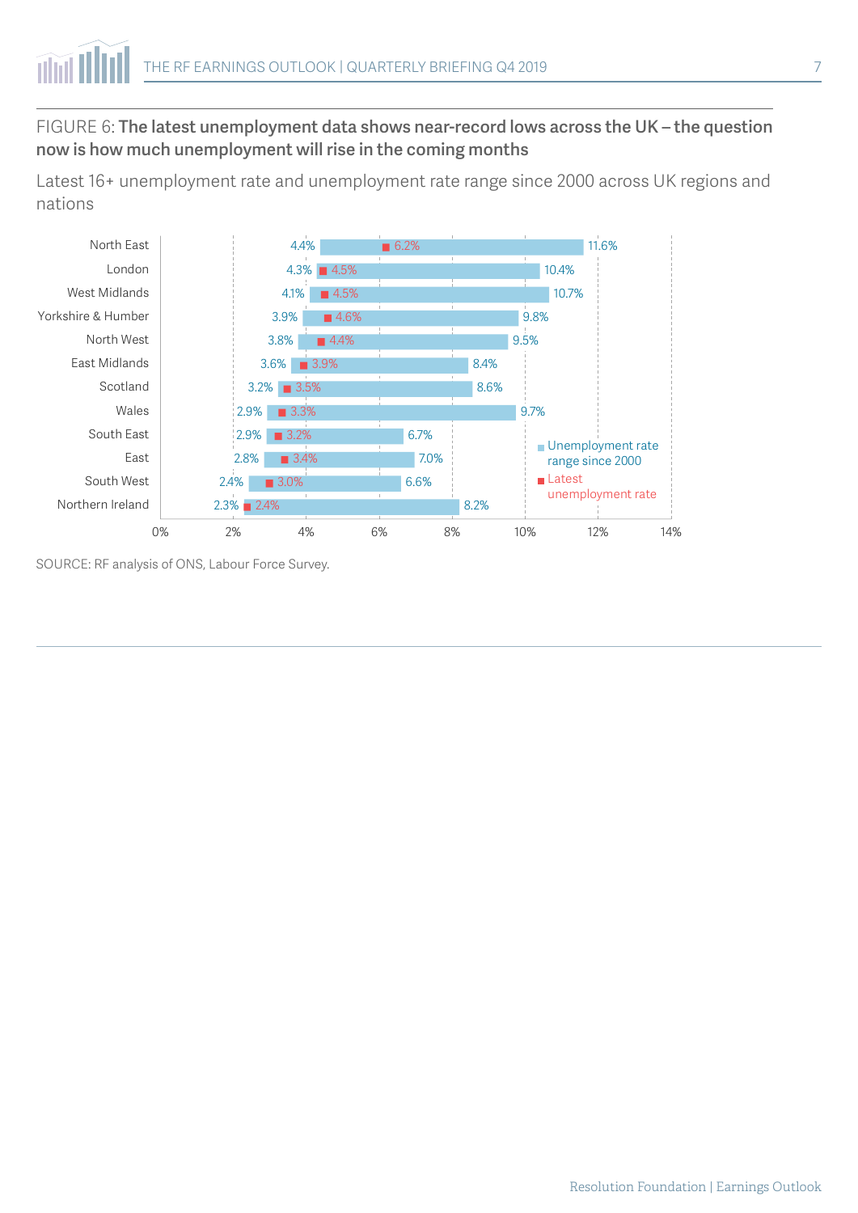FIGURE 6: **The latest unemployment data shows near-record lows across the UK – the question now is how much unemployment will rise in the coming months**

Latest 16+ unemployment rate and unemployment rate range since 2000 across UK regions and nations

| Region | Minimum since 2000 | Latest unemployment rate | Maximum since 2000 |
|---|---|---|---|
| North East | 4.4% | 6.2% | 11.6% |
| London | 4.3% | 4.5% | 10.4% |
| West Midlands | 4.1% | 4.5% | 10.7% |
| Yorkshire & Humber | 3.9% | 4.6% | 9.8% |
| North West | 3.8% | 4.4% | 9.5% |
| East Midlands | 3.6% | 3.9% | 8.4% |
| Scotland | 3.2% | 3.5% | 8.6% |
| Wales | 2.9% | 3.3% | 9.7% |
| South East | 2.9% | 3.2% | 6.7% |
| East | 2.8% | 3.4% | 7.0% |
| South West | 2.4% | 3.0% | 6.6% |
| Northern Ireland | 2.3% | 2.4% | 8.2% |

SOURCE: RF analysis of ONS, Labour Force Survey.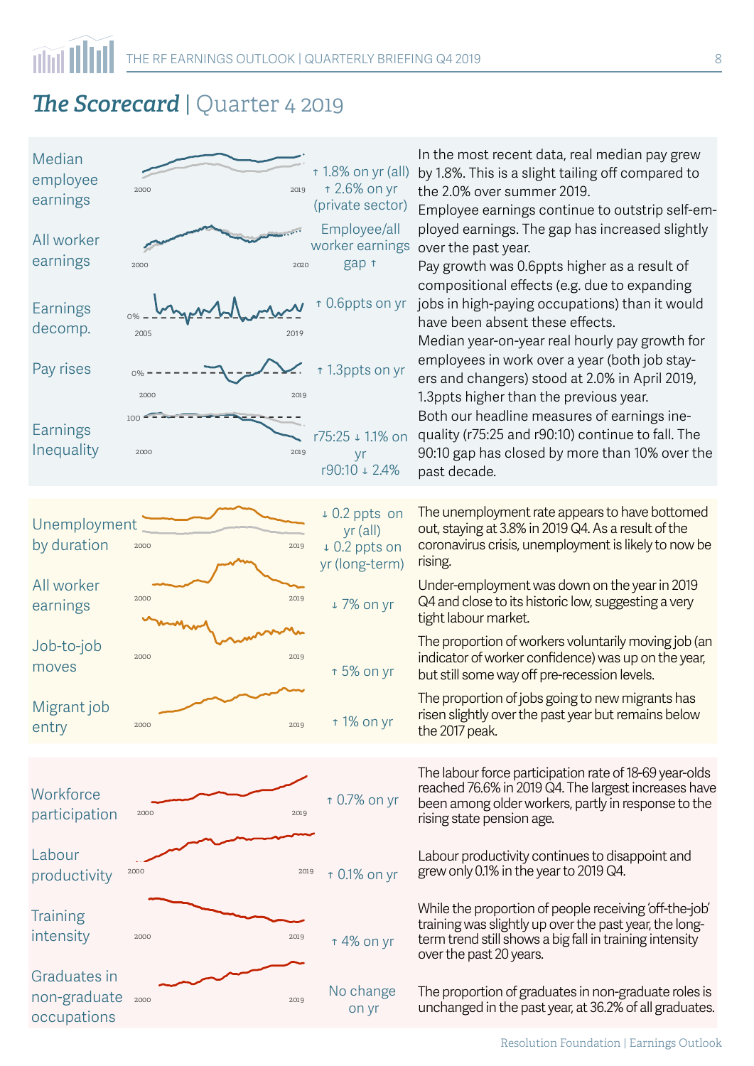# *The Scorecard* | Quarter 4 2019

Median employee earnings

2000 2019

↑ 1.8% on yr (all) ↑ 2.6% on yr (private sector)

In the most recent data, real median pay grew by 1.8%. This is a slight tailing off compared to the 2.0% over summer 2019.

All worker earnings

2000 2020

Employee/all worker earnings gap ↑

Employee earnings continue to outstrip self-employed earnings. The gap has increased slightly over the past year.

Earnings decomp.

0%

2005 2019

↑ 0.6ppts on yr

Pay growth was 0.6ppts higher as a result of compositional effects (e.g. due to expanding jobs in high-paying occupations) than it would have been absent these effects.

Pay rises

0%

2000 2019

↑ 1.3ppts on yr

Median year-on-year real hourly pay growth for employees in work over a year (both job stayers and changers) stood at 2.0% in April 2019, 1.3ppts higher than the previous year.

Earnings Inequality

100

2000 2019

r75:25 ↓ 1.1% on yr
r90:10 ↓ 2.4%

Both our headline measures of earnings inequality (r75:25 and r90:10) continue to fall. The 90:10 gap has closed by more than 10% over the past decade.

Unemployment by duration

2000 2019

↓ 0.2 ppts on yr (all) ↓ 0.2 ppts on yr (long-term)

The unemployment rate appears to have bottomed out, staying at 3.8% in 2019 Q4. As a result of the coronavirus crisis, unemployment is likely to now be rising.

All worker earnings

2000 2019

↓ 7% on yr

Under-employment was down on the year in 2019 Q4 and close to its historic low, suggesting a very tight labour market.

Job-to-job moves

2000 2019

↑ 5% on yr

The proportion of workers voluntarily moving job (an indicator of worker confidence) was up on the year, but still some way off pre-recession levels.

Migrant job entry

2000 2019

↑ 1% on yr

The proportion of jobs going to new migrants has risen slightly over the past year but remains below the 2017 peak.

Workforce participation

2000 2019

↑ 0.7% on yr

The labour force participation rate of 18-69 year-olds reached 76.6% in 2019 Q4. The largest increases have been among older workers, partly in response to the rising state pension age.

Labour productivity

2000 2019

↑ 0.1% on yr

Labour productivity continues to disappoint and grew only 0.1% in the year to 2019 Q4.

Training intensity

2000 2019

↑ 4% on yr

While the proportion of people receiving 'off-the-job' training was slightly up over the past year, the long-term trend still shows a big fall in training intensity over the past 20 years.

Graduates in non-graduate occupations

2000 2019

No change on yr

The proportion of graduates in non-graduate roles is unchanged in the past year, at 36.2% of all graduates.